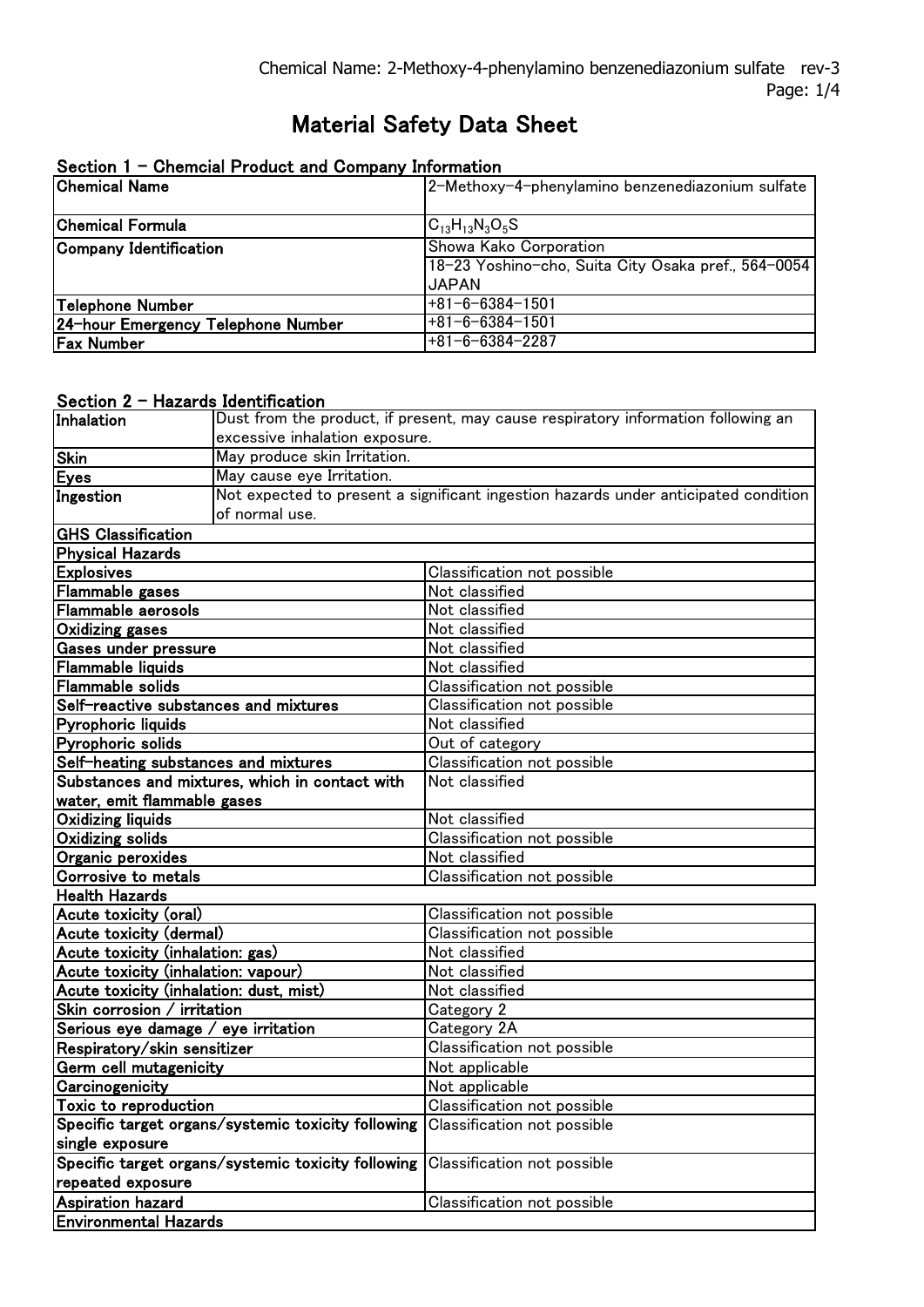# Material Safety Data Sheet

## Section 1 - Chemcial Product and Company Information

| Chemical Name | 2-Methoxy-4-phenylamino benzenediazonium sulfate |
|---|---|
| Chemical Formula | $C_{13}H_{13}N_3O_5S$ |
| Company Identification | Showa Kako Corporation |
| | 18-23 Yoshino-cho, Suita City Osaka pref., 564-0054 JAPAN |
| Telephone Number | +81-6-6384-1501 |
| 24-hour Emergency Telephone Number | +81-6-6384-1501 |
| Fax Number | +81-6-6384-2287 |

## Section 2 - Hazards Identification

| Inhalation | Dust from the product, if present, may cause respiratory information following an excessive inhalation exposure. |
|---|---|
| Skin | May produce skin Irritation. |
| Eyes | May cause eye Irritation. |
| Ingestion | Not expected to present a significant ingestion hazards under anticipated condition of normal use. |

| GHS Classification | |
|---|---|
| **Physical Hazards** | |
| Explosives | Classification not possible |
| Flammable gases | Not classified |
| Flammable aerosols | Not classified |
| Oxidizing gases | Not classified |
| Gases under pressure | Not classified |
| Flammable liquids | Not classified |
| Flammable solids | Classification not possible |
| Self-reactive substances and mixtures | Classification not possible |
| Pyrophoric liquids | Not classified |
| Pyrophoric solids | Out of category |
| Self-heating substances and mixtures | Classification not possible |
| Substances and mixtures, which in contact with water, emit flammable gases | Not classified |
| Oxidizing liquids | Not classified |
| Oxidizing solids | Classification not possible |
| Organic peroxides | Not classified |
| Corrosive to metals | Classification not possible |
| **Health Hazards** | |
| Acute toxicity (oral) | Classification not possible |
| Acute toxicity (dermal) | Classification not possible |
| Acute toxicity (inhalation: gas) | Not classified |
| Acute toxicity (inhalation: vapour) | Not classified |
| Acute toxicity (inhalation: dust, mist) | Not classified |
| Skin corrosion / irritation | Category 2 |
| Serious eye damage / eye irritation | Category 2A |
| Respiratory/skin sensitizer | Classification not possible |
| Germ cell mutagenicity | Not applicable |
| Carcinogenicity | Not applicable |
| Toxic to reproduction | Classification not possible |
| Specific target organs/systemic toxicity following single exposure | Classification not possible |
| Specific target organs/systemic toxicity following repeated exposure | Classification not possible |
| Aspiration hazard | Classification not possible |
| **Environmental Hazards** | |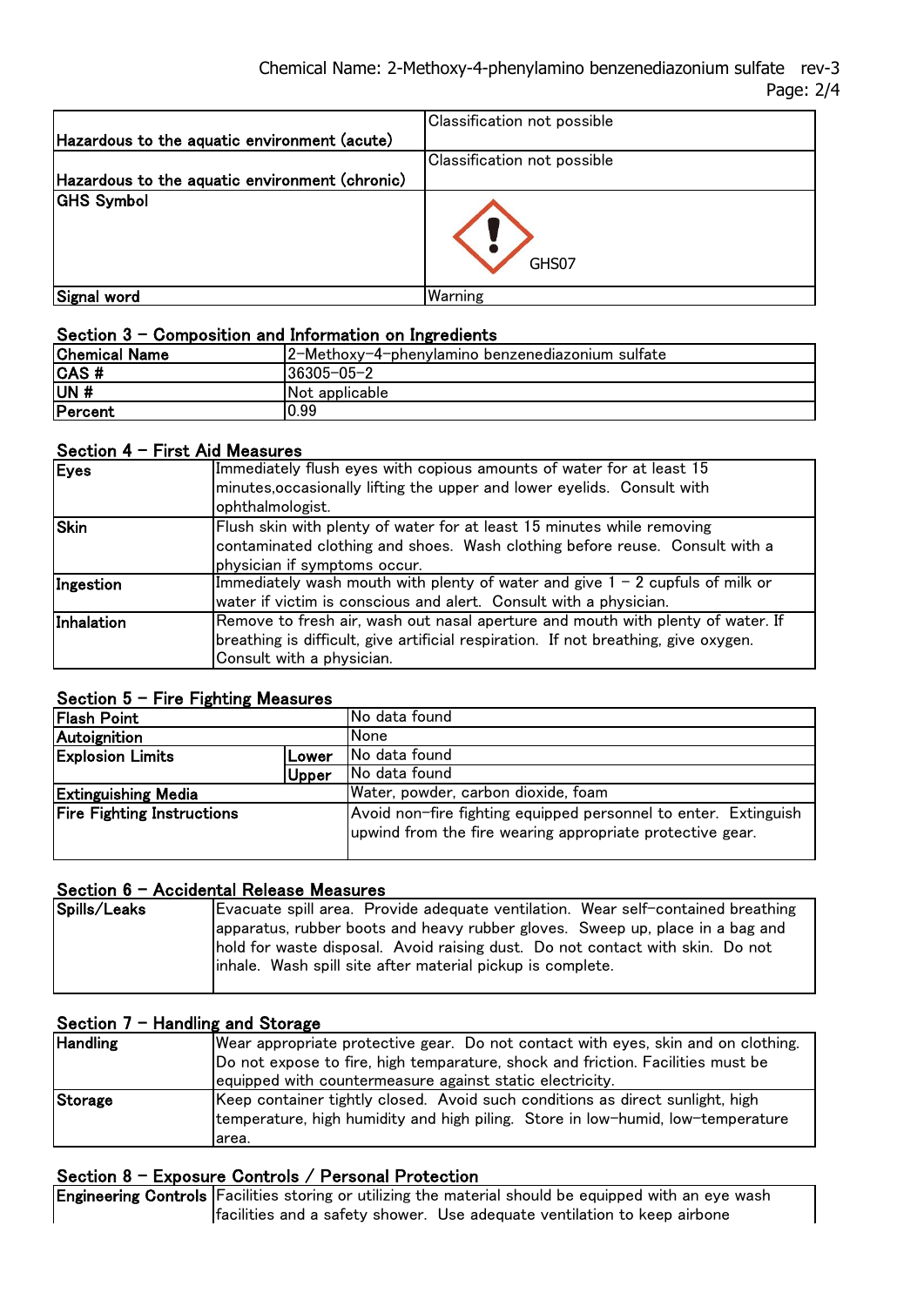| Hazardous to the aquatic environment (acute) | Classification not possible |
| --- | --- |
| Hazardous to the aquatic environment (chronic) | Classification not possible |
| GHS Symbol | GHS07 |
| Signal word | Warning |

## Section 3 – Composition and Information on Ingredients

| Chemical Name | 2-Methoxy-4-phenylamino benzenediazonium sulfate |
| --- | --- |
| CAS # | 36305-05-2 |
| UN # | Not applicable |
| Percent | 0.99 |

## Section 4 – First Aid Measures

| Eyes | Immediately flush eyes with copious amounts of water for at least 15 minutes,occasionally lifting the upper and lower eyelids. Consult with ophthalmologist. |
| --- | --- |
| Skin | Flush skin with plenty of water for at least 15 minutes while removing contaminated clothing and shoes. Wash clothing before reuse. Consult with a physician if symptoms occur. |
| Ingestion | Immediately wash mouth with plenty of water and give 1 – 2 cupfuls of milk or water if victim is conscious and alert. Consult with a physician. |
| Inhalation | Remove to fresh air, wash out nasal aperture and mouth with plenty of water. If breathing is difficult, give artificial respiration. If not breathing, give oxygen. Consult with a physician. |

## Section 5 – Fire Fighting Measures

| Flash Point | | No data found |
| --- | --- | --- |
| Autoignition | | None |
| Explosion Limits | Lower | No data found |
| | Upper | No data found |
| Extinguishing Media | | Water, powder, carbon dioxide, foam |
| Fire Fighting Instructions | | Avoid non-fire fighting equipped personnel to enter. Extinguish upwind from the fire wearing appropriate protective gear. |

## Section 6 – Accidental Release Measures

| Spills/Leaks | Evacuate spill area. Provide adequate ventilation. Wear self-contained breathing apparatus, rubber boots and heavy rubber gloves. Sweep up, place in a bag and hold for waste disposal. Avoid raising dust. Do not contact with skin. Do not inhale. Wash spill site after material pickup is complete. |
| --- | --- |

## Section 7 – Handling and Storage

| Handling | Wear appropriate protective gear. Do not contact with eyes, skin and on clothing. Do not expose to fire, high temparature, shock and friction. Facilities must be equipped with countermeasure against static electricity. |
| --- | --- |
| Storage | Keep container tightly closed. Avoid such conditions as direct sunlight, high temperature, high humidity and high piling. Store in low-humid, low-temperature area. |

## Section 8 – Exposure Controls / Personal Protection

| Engineering Controls | Facilities storing or utilizing the material should be equipped with an eye wash facilities and a safety shower. Use adequate ventilation to keep airbone |
| --- | --- |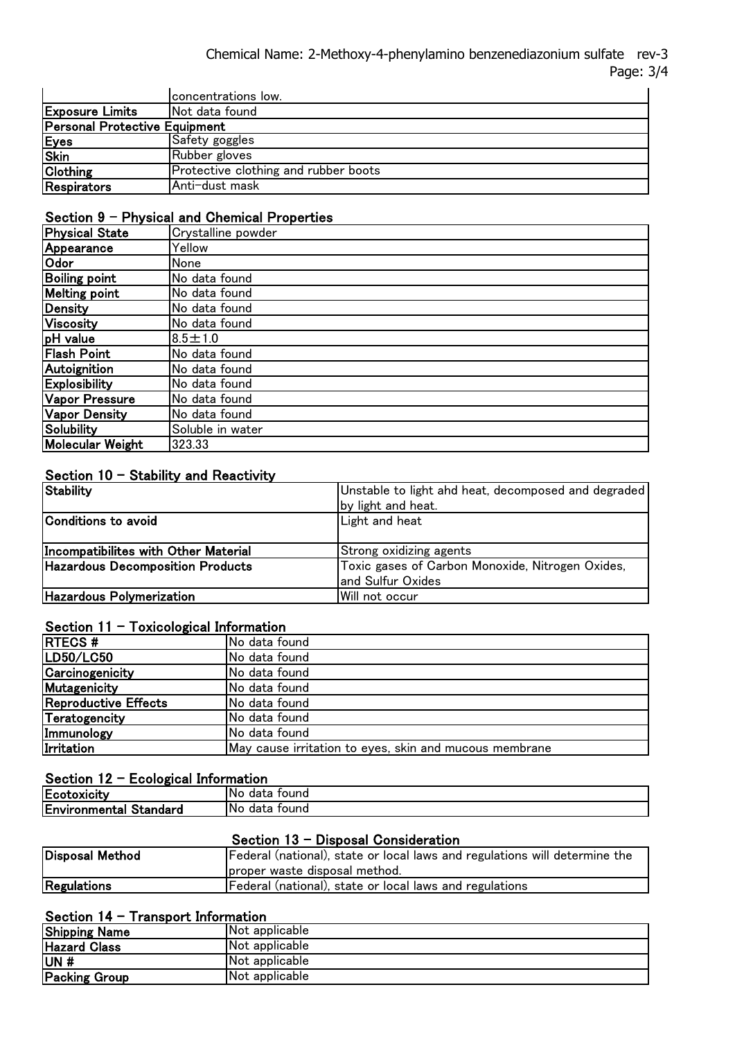| | |
|---|---|
| | concentrations low. |
| **Exposure Limits** | Not data found |
| **Personal Protective Equipment** | |
| **Eyes** | Safety goggles |
| **Skin** | Rubber gloves |
| **Clothing** | Protective clothing and rubber boots |
| **Respirators** | Anti-dust mask |

## Section 9 – Physical and Chemical Properties

| | |
|---|---|
| **Physical State** | Crystalline powder |
| **Appearance** | Yellow |
| **Odor** | None |
| **Boiling point** | No data found |
| **Melting point** | No data found |
| **Density** | No data found |
| **Viscosity** | No data found |
| **pH value** | 8.5±1.0 |
| **Flash Point** | No data found |
| **Autoignition** | No data found |
| **Explosibility** | No data found |
| **Vapor Pressure** | No data found |
| **Vapor Density** | No data found |
| **Solubility** | Soluble in water |
| **Molecular Weight** | 323.33 |

## Section 10 – Stability and Reactivity

| | |
|---|---|
| **Stability** | Unstable to light ahd heat, decomposed and degraded by light and heat. |
| **Conditions to avoid** | Light and heat |
| **Incompatibilites with Other Material** | Strong oxidizing agents |
| **Hazardous Decomposition Products** | Toxic gases of Carbon Monoxide, Nitrogen Oxides, and Sulfur Oxides |
| **Hazardous Polymerization** | Will not occur |

## Section 11 – Toxicological Information

| | |
|---|---|
| **RTECS #** | No data found |
| **LD50/LC50** | No data found |
| **Carcinogenicity** | No data found |
| **Mutagenicity** | No data found |
| **Reproductive Effects** | No data found |
| **Teratogencity** | No data found |
| **Immunology** | No data found |
| **Irritation** | May cause irritation to eyes, skin and mucous membrane |

## Section 12 – Ecological Information

| | |
|---|---|
| **Ecotoxicity** | No data found |
| **Environmental Standard** | No data found |

## Section 13 – Disposal Consideration

| | |
|---|---|
| **Disposal Method** | Federal (national), state or local laws and regulations will determine the proper waste disposal method. |
| **Regulations** | Federal (national), state or local laws and regulations |

## Section 14 – Transport Information

| | |
|---|---|
| **Shipping Name** | Not applicable |
| **Hazard Class** | Not applicable |
| **UN #** | Not applicable |
| **Packing Group** | Not applicable |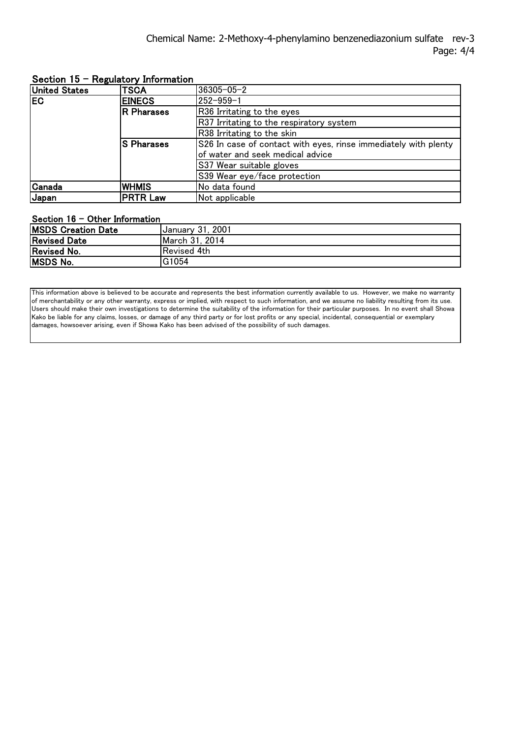## Section 15 – Regulatory Information

| | | |
|---|---|---|
| **United States** | **TSCA** | 36305–05–2 |
| **EC** | **EINECS** | 252–959–1 |
| | **R Pharases** | R36 Irritating to the eyes |
| | | R37 Irritating to the respiratory system |
| | | R38 Irritating to the skin |
| | **S Pharases** | S26 In case of contact with eyes, rinse immediately with plenty of water and seek medical advice |
| | | S37 Wear suitable gloves |
| | | S39 Wear eye/face protection |
| **Canada** | **WHMIS** | No data found |
| **Japan** | **PRTR Law** | Not applicable |

## Section 16 – Other Information

| | |
|---|---|
| **MSDS Creation Date** | January 31, 2001 |
| **Revised Date** | March 31, 2014 |
| **Revised No.** | Revised 4th |
| **MSDS No.** | G1054 |

This information above is believed to be accurate and represents the best information currently available to us. However, we make no warranty of merchantability or any other warranty, express or implied, with respect to such information, and we assume no liability resulting from its use. Users should make their own investigations to determine the suitability of the information for their particular purposes. In no event shall Showa Kako be liable for any claims, losses, or damage of any third party or for lost profits or any special, incidental, consequential or exemplary damages, howsoever arising, even if Showa Kako has been advised of the possibility of such damages.